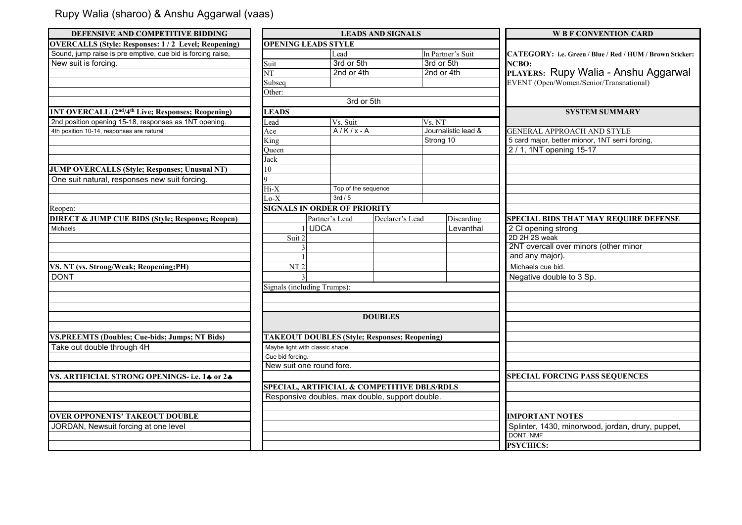Rupy Walia (sharoo) & Anshu Aggarwal (vaas)

## DEFENSIVE AND COMPETITIVE BIDDING

**OVERCALLS (Style: Responses: 1 / 2 Level; Reopening)**

Sound, jump raise is pre emptive, cue bid is forcing raise,

New suit is forcing.

**1NT OVERCALL (2nd/4th Live; Responses; Reopening)**

2nd position opening 15-18, responses as 1NT opening.

4th position 10-14, responses are natural

**JUMP OVERCALLS (Style; Responses; Unusual NT)**

One suit natural, responses new suit forcing.

Reopen:

**DIRECT & JUMP CUE BIDS (Style; Response; Reopen)**

Michaels

**VS. NT (vs. Strong/Weak; Reopening;PH)**

DONT

**VS.PREEMTS (Doubles; Cue-bids; Jumps; NT Bids)**

Take out double through 4H

**VS. ARTIFICIAL STRONG OPENINGS- i.e. 1♣ or 2♣**

**OVER OPPONENTS' TAKEOUT DOUBLE**

JORDAN, Newsuit forcing at one level

## LEADS AND SIGNALS

**OPENING LEADS STYLE**

| | Lead | In Partner's Suit |
|---|---|---|
| Suit | 3rd or 5th | 3rd or 5th |
| NT | 2nd or 4th | 2nd or 4th |
| Subseq | | |
| Other: | | |
| | 3rd or 5th | |

**LEADS**

| Lead | Vs. Suit | Vs. NT |
|---|---|---|
| Ace | A / K / x - A | Journalistic lead & |
| King | | Strong 10 |
| Queen | | |
| Jack | | |
| 10 | | |
| 9 | | |
| Hi-X | Top of the sequence | |
| Lo-X | 3rd / 5 | |

**SIGNALS IN ORDER OF PRIORITY**

| | | Partner's Lead | Declarer's Lead | Discarding |
|---|---|---|---|---|
| | 1 | UDCA | | Levanthal |
| Suit | 2 | | | |
| | 3 | | | |
| | 1 | | | |
| NT | 2 | | | |
| | 3 | | | |

Signals (including Trumps):

## DOUBLES

**TAKEOUT DOUBLES (Style; Responses; Reopening)**

Maybe light with classic shape.

Cue bid forcing.

New suit one round fore.

**SPECIAL, ARTIFICIAL & COMPETITIVE DBLS/RDLS**

Responsive doubles, max double, support double.

## W B F CONVENTION CARD

**CATEGORY: i.e. Green / Blue / Red / HUM / Brown Sticker:**

**NCBO:**

**PLAYERS:** Rupy Walia - Anshu Aggarwal

EVENT (Open/Women/Senior/Transnational)

## SYSTEM SUMMARY

GENERAL APPROACH AND STYLE

5 card major, better mionor, 1NT semi forcing,

2 / 1, 1NT opening 15-17

**SPECIAL BIDS THAT MAY REQUIRE DEFENSE**

2 Cl opening strong

2D 2H 2S weak

2NT overcall over minors (other minor

and any major).

Michaels cue bid.

Negative double to 3 Sp.

**SPECIAL FORCING PASS SEQUENCES**

**IMPORTANT NOTES**

Splinter, 1430, minorwood, jordan, drury, puppet,

DONT, NMF

**PSYCHICS:**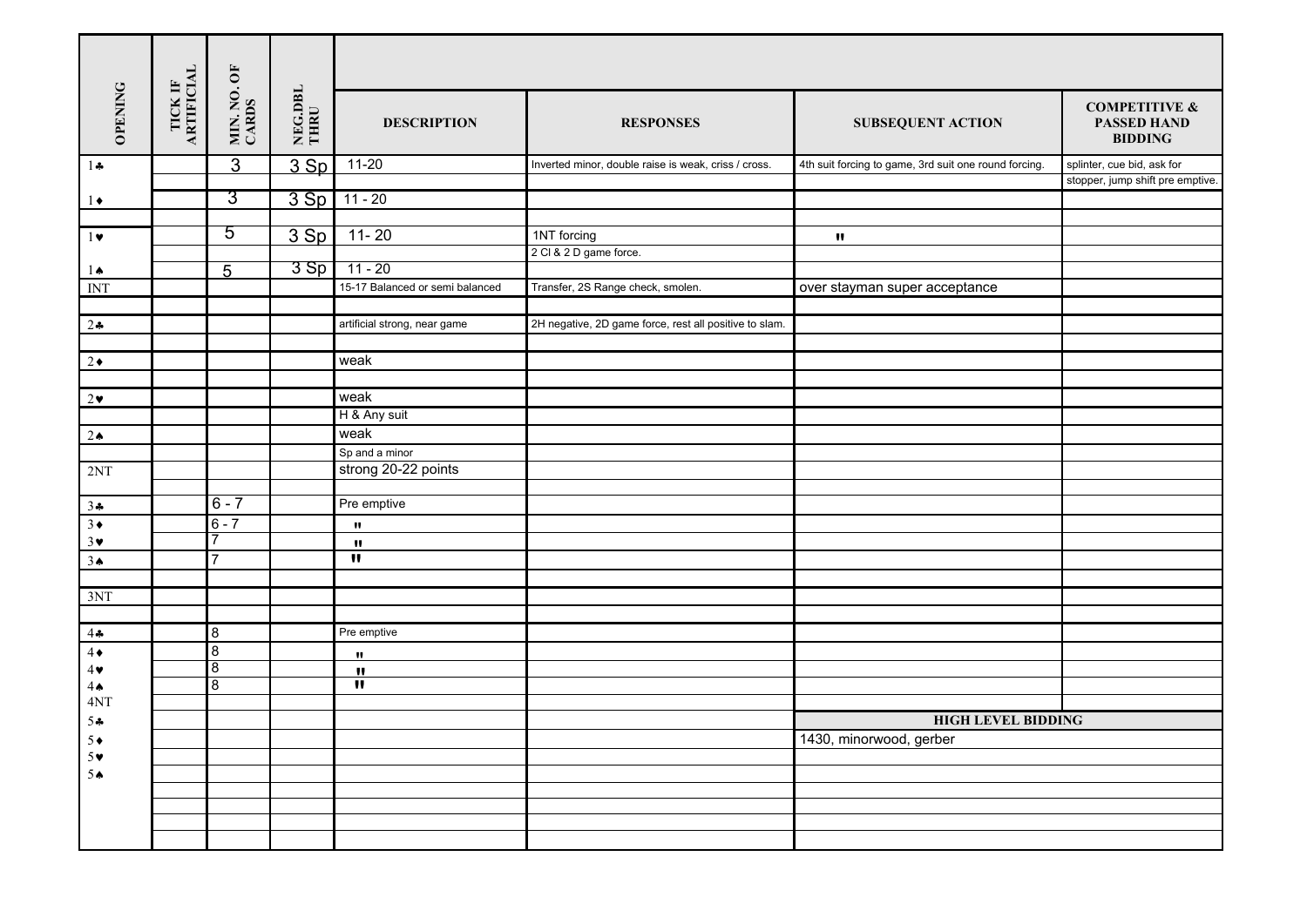| OPENING | TICK IF ARTIFICIAL | MIN. NO. OF CARDS | NEG.DBL THRU | DESCRIPTION | RESPONSES | SUBSEQUENT ACTION | COMPETITIVE & PASSED HAND BIDDING |
|---|---|---|---|---|---|---|---|
| 1♣ | | 3 | 3 Sp | 11-20 | Inverted minor, double raise is weak, criss / cross. | 4th suit forcing to game, 3rd suit one round forcing. | splinter, cue bid, ask for |
| | | | | | | | stopper, jump shift pre emptive. |
| 1♦ | | 3 | 3 Sp | 11 - 20 | | | |
| | | | | | | | |
| 1♥ | | 5 | 3 Sp | 11- 20 | 1NT forcing | " | |
| | | | | | 2 Cl & 2 D game force. | | |
| 1♠ | | 5 | 3 Sp | 11 - 20 | | | |
| INT | | | | 15-17 Balanced or semi balanced | Transfer, 2S Range check, smolen. | over stayman super acceptance | |
| | | | | | | | |
| 2♣ | | | | artificial strong, near game | 2H negative, 2D game force, rest all positive to slam. | | |
| | | | | | | | |
| 2♦ | | | | weak | | | |
| | | | | | | | |
| 2♥ | | | | weak | | | |
| | | | | H & Any suit | | | |
| 2♠ | | | | weak | | | |
| | | | | Sp and a minor | | | |
| 2NT | | | | strong 20-22 points | | | |
| | | | | | | | |
| 3♣ | | 6 - 7 | | Pre emptive | | | |
| 3♦ | | 6 - 7 | | " | | | |
| 3♥ | | 7 | | " | | | |
| 3♠ | | 7 | | " | | | |
| | | | | | | | |
| 3NT | | | | | | | |
| | | | | | | | |
| 4♣ | | 8 | | Pre emptive | | | |
| 4♦ | | 8 | | " | | | |
| 4♥ | | 8 | | " | | | |
| 4♠ | | 8 | | " | | | |
| 4NT | | | | | | | |
| 5♣ | | | | | | **HIGH LEVEL BIDDING** | |
| 5♦ | | | | | | 1430, minorwood, gerber | |
| 5♥ | | | | | | | |
| 5♠ | | | | | | | |